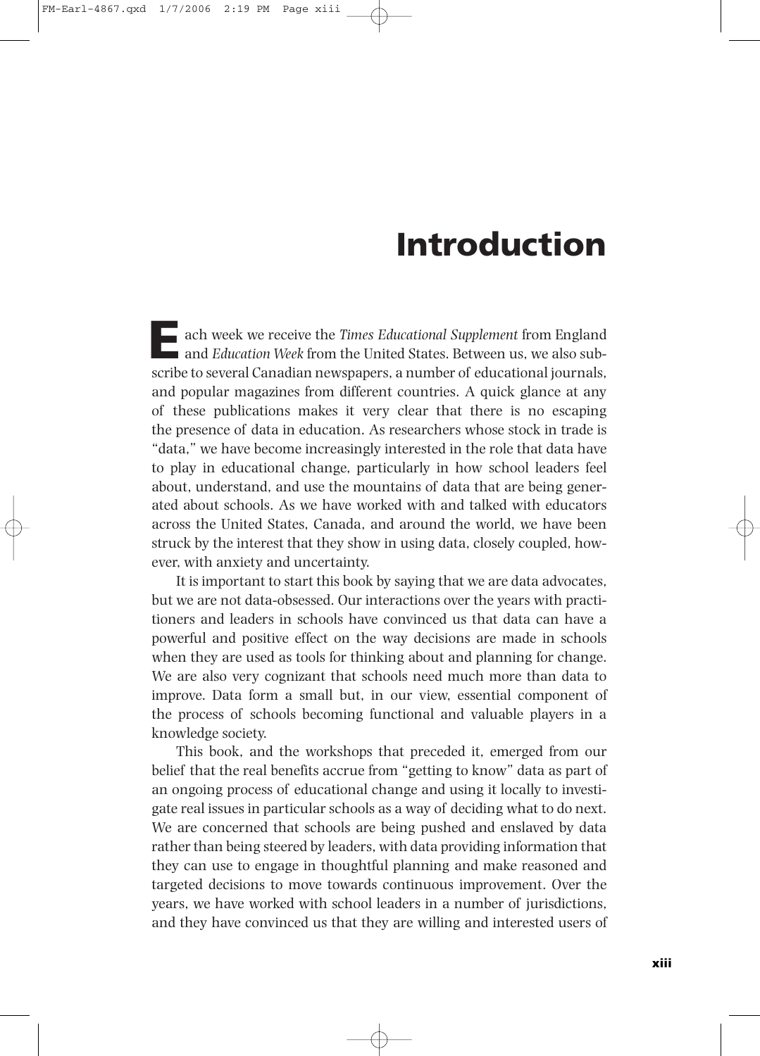# Introduction

Each week we receive the *Times Educational Supplement* from England and *Education Week* from the United States. Between us, we also subscribe to several Canadian newspapers, a number of educational journals, and popular magazines from different countries. A quick glance at any of these publications makes it very clear that there is no escaping the presence of data in education. As researchers whose stock in trade is "data," we have become increasingly interested in the role that data have to play in educational change, particularly in how school leaders feel about, understand, and use the mountains of data that are being generated about schools. As we have worked with and talked with educators across the United States, Canada, and around the world, we have been struck by the interest that they show in using data, closely coupled, however, with anxiety and uncertainty.

It is important to start this book by saying that we are data advocates, but we are not data-obsessed. Our interactions over the years with practitioners and leaders in schools have convinced us that data can have a powerful and positive effect on the way decisions are made in schools when they are used as tools for thinking about and planning for change. We are also very cognizant that schools need much more than data to improve. Data form a small but, in our view, essential component of the process of schools becoming functional and valuable players in a knowledge society.

This book, and the workshops that preceded it, emerged from our belief that the real benefits accrue from "getting to know" data as part of an ongoing process of educational change and using it locally to investigate real issues in particular schools as a way of deciding what to do next. We are concerned that schools are being pushed and enslaved by data rather than being steered by leaders, with data providing information that they can use to engage in thoughtful planning and make reasoned and targeted decisions to move towards continuous improvement. Over the years, we have worked with school leaders in a number of jurisdictions, and they have convinced us that they are willing and interested users of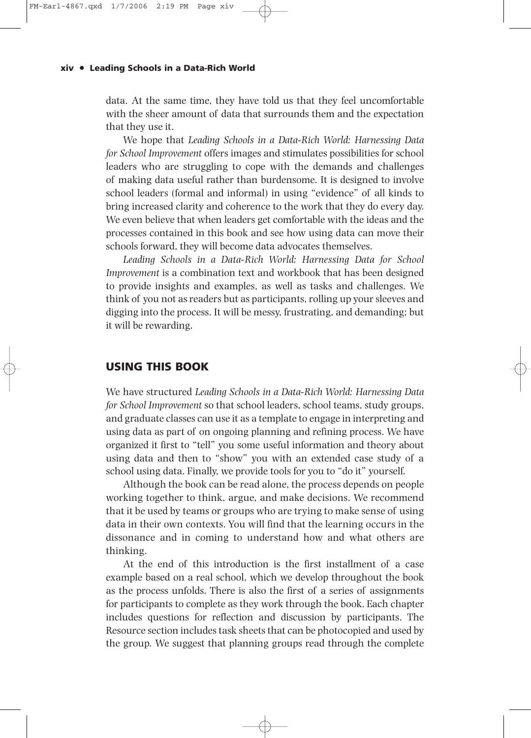data. At the same time, they have told us that they feel uncomfortable with the sheer amount of data that surrounds them and the expectation that they use it.

We hope that *Leading Schools in a Data-Rich World: Harnessing Data for School Improvement* offers images and stimulates possibilities for school leaders who are struggling to cope with the demands and challenges of making data useful rather than burdensome. It is designed to involve school leaders (formal and informal) in using "evidence" of all kinds to bring increased clarity and coherence to the work that they do every day. We even believe that when leaders get comfortable with the ideas and the processes contained in this book and see how using data can move their schools forward, they will become data advocates themselves.

*Leading Schools in a Data-Rich World: Harnessing Data for School Improvement* is a combination text and workbook that has been designed to provide insights and examples, as well as tasks and challenges. We think of you not as readers but as participants, rolling up your sleeves and digging into the process. It will be messy, frustrating, and demanding; but it will be rewarding.

## USING THIS BOOK

We have structured *Leading Schools in a Data-Rich World: Harnessing Data for School Improvement* so that school leaders, school teams, study groups, and graduate classes can use it as a template to engage in interpreting and using data as part of on ongoing planning and refining process. We have organized it first to "tell" you some useful information and theory about using data and then to "show" you with an extended case study of a school using data. Finally, we provide tools for you to "do it" yourself.

Although the book can be read alone, the process depends on people working together to think, argue, and make decisions. We recommend that it be used by teams or groups who are trying to make sense of using data in their own contexts. You will find that the learning occurs in the dissonance and in coming to understand how and what others are thinking.

At the end of this introduction is the first installment of a case example based on a real school, which we develop throughout the book as the process unfolds. There is also the first of a series of assignments for participants to complete as they work through the book. Each chapter includes questions for reflection and discussion by participants. The Resource section includes task sheets that can be photocopied and used by the group. We suggest that planning groups read through the complete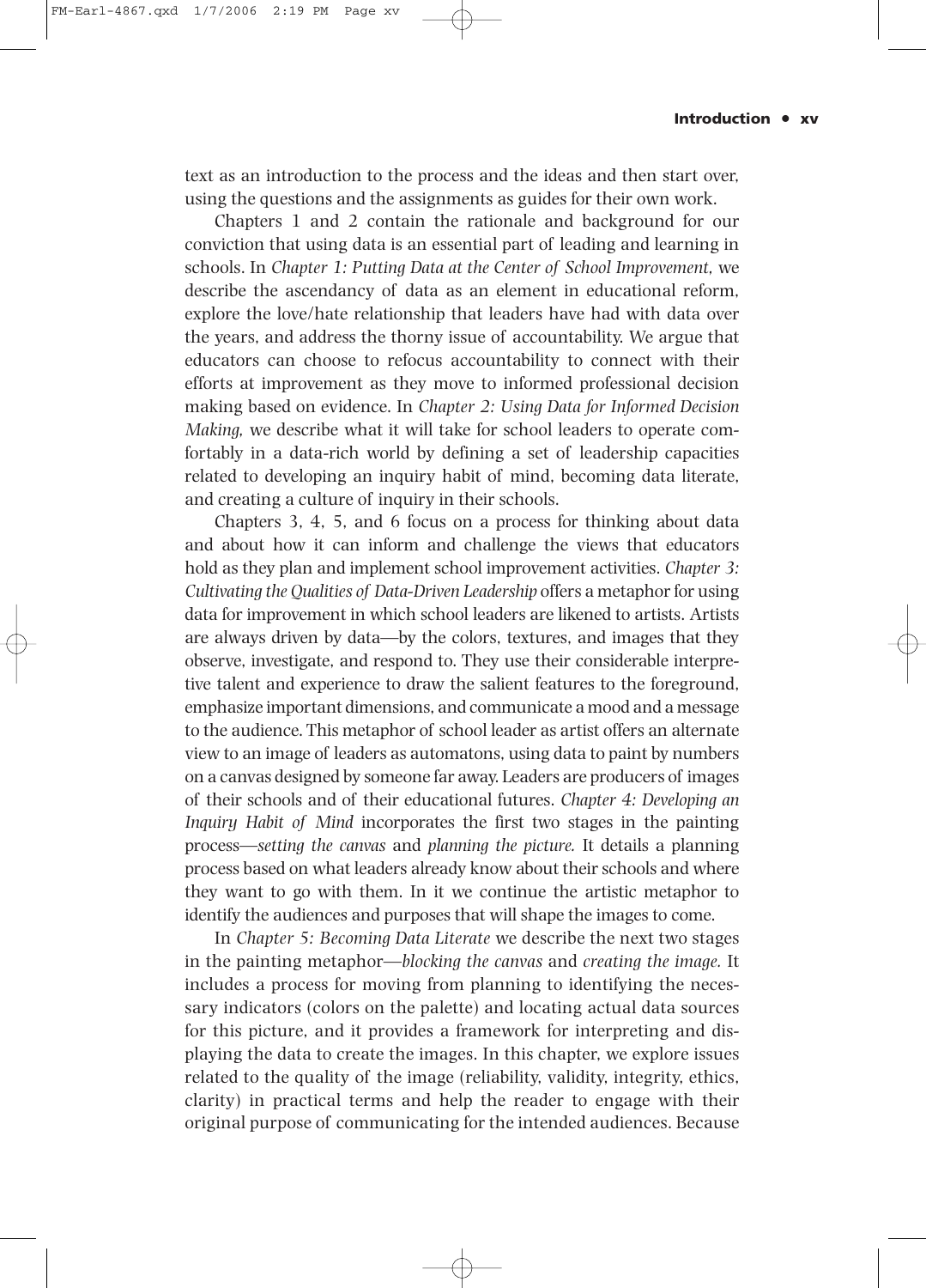text as an introduction to the process and the ideas and then start over, using the questions and the assignments as guides for their own work.

Chapters 1 and 2 contain the rationale and background for our conviction that using data is an essential part of leading and learning in schools. In *Chapter 1: Putting Data at the Center of School Improvement,* we describe the ascendancy of data as an element in educational reform, explore the love/hate relationship that leaders have had with data over the years, and address the thorny issue of accountability. We argue that educators can choose to refocus accountability to connect with their efforts at improvement as they move to informed professional decision making based on evidence. In *Chapter 2: Using Data for Informed Decision Making,* we describe what it will take for school leaders to operate comfortably in a data-rich world by defining a set of leadership capacities related to developing an inquiry habit of mind, becoming data literate, and creating a culture of inquiry in their schools.

Chapters 3, 4, 5, and 6 focus on a process for thinking about data and about how it can inform and challenge the views that educators hold as they plan and implement school improvement activities. *Chapter 3: Cultivating the Qualities of Data-Driven Leadership* offers a metaphor for using data for improvement in which school leaders are likened to artists. Artists are always driven by data—by the colors, textures, and images that they observe, investigate, and respond to. They use their considerable interpretive talent and experience to draw the salient features to the foreground, emphasize important dimensions, and communicate a mood and a message to the audience. This metaphor of school leader as artist offers an alternate view to an image of leaders as automatons, using data to paint by numbers on a canvas designed by someone far away. Leaders are producers of images of their schools and of their educational futures. *Chapter 4: Developing an Inquiry Habit of Mind* incorporates the first two stages in the painting process—*setting the canvas* and *planning the picture.* It details a planning process based on what leaders already know about their schools and where they want to go with them. In it we continue the artistic metaphor to identify the audiences and purposes that will shape the images to come.

In *Chapter 5: Becoming Data Literate* we describe the next two stages in the painting metaphor—*blocking the canvas* and *creating the image.* It includes a process for moving from planning to identifying the necessary indicators (colors on the palette) and locating actual data sources for this picture, and it provides a framework for interpreting and displaying the data to create the images. In this chapter, we explore issues related to the quality of the image (reliability, validity, integrity, ethics, clarity) in practical terms and help the reader to engage with their original purpose of communicating for the intended audiences. Because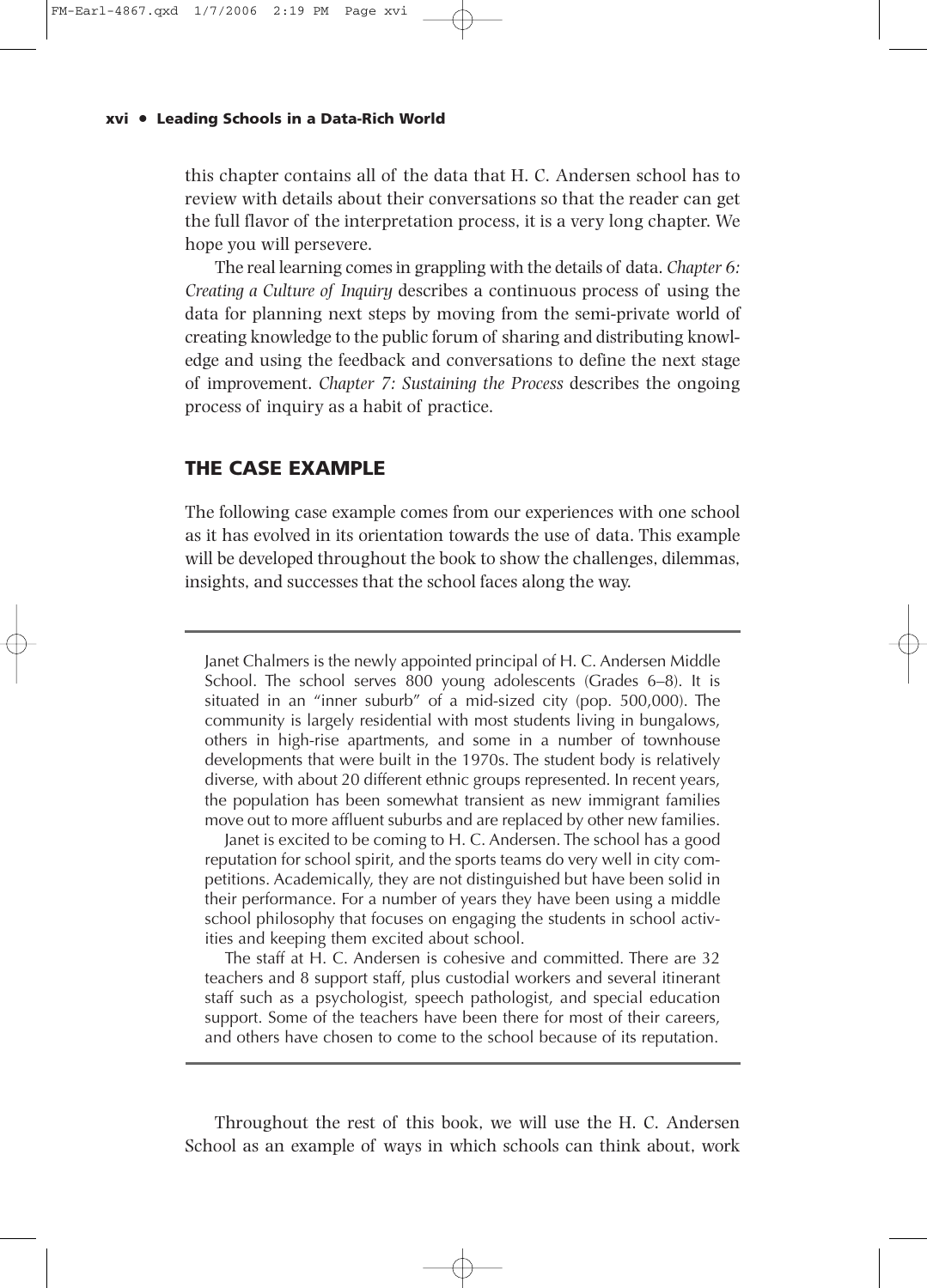this chapter contains all of the data that H. C. Andersen school has to review with details about their conversations so that the reader can get the full flavor of the interpretation process, it is a very long chapter. We hope you will persevere.

The real learning comes in grappling with the details of data. *Chapter 6: Creating a Culture of Inquiry* describes a continuous process of using the data for planning next steps by moving from the semi-private world of creating knowledge to the public forum of sharing and distributing knowledge and using the feedback and conversations to define the next stage of improvement. *Chapter 7: Sustaining the Process* describes the ongoing process of inquiry as a habit of practice.

## THE CASE EXAMPLE

The following case example comes from our experiences with one school as it has evolved in its orientation towards the use of data. This example will be developed throughout the book to show the challenges, dilemmas, insights, and successes that the school faces along the way.

---

Janet Chalmers is the newly appointed principal of H. C. Andersen Middle School. The school serves 800 young adolescents (Grades 6–8). It is situated in an "inner suburb" of a mid-sized city (pop. 500,000). The community is largely residential with most students living in bungalows, others in high-rise apartments, and some in a number of townhouse developments that were built in the 1970s. The student body is relatively diverse, with about 20 different ethnic groups represented. In recent years, the population has been somewhat transient as new immigrant families move out to more affluent suburbs and are replaced by other new families.

Janet is excited to be coming to H. C. Andersen. The school has a good reputation for school spirit, and the sports teams do very well in city competitions. Academically, they are not distinguished but have been solid in their performance. For a number of years they have been using a middle school philosophy that focuses on engaging the students in school activities and keeping them excited about school.

The staff at H. C. Andersen is cohesive and committed. There are 32 teachers and 8 support staff, plus custodial workers and several itinerant staff such as a psychologist, speech pathologist, and special education support. Some of the teachers have been there for most of their careers, and others have chosen to come to the school because of its reputation.

---

Throughout the rest of this book, we will use the H. C. Andersen School as an example of ways in which schools can think about, work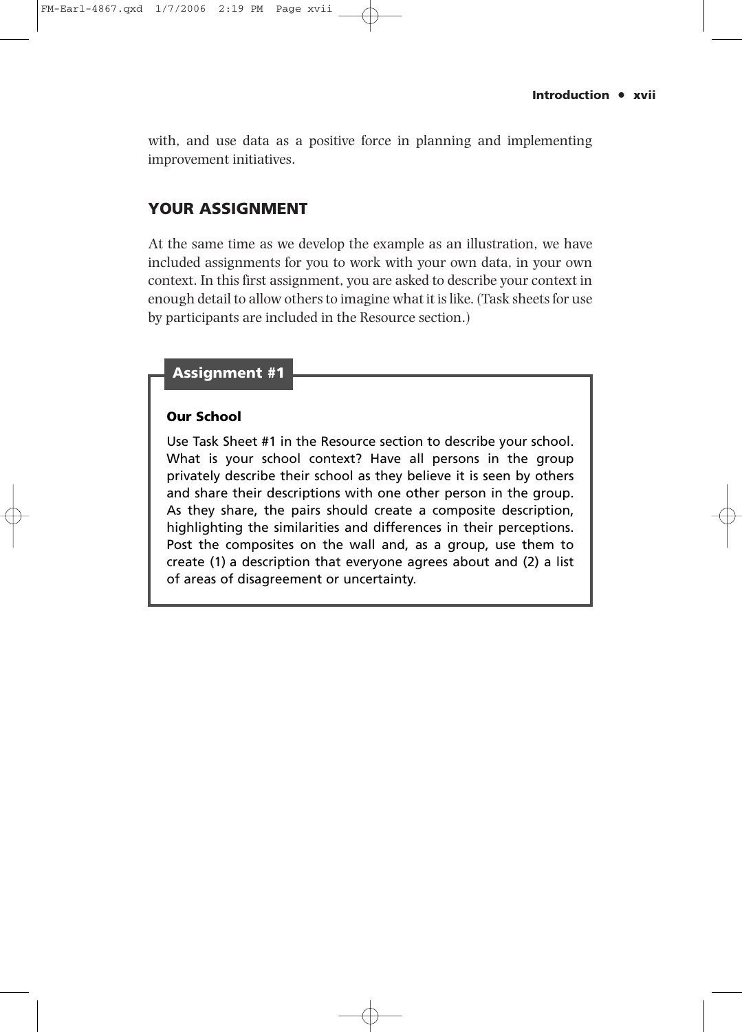with, and use data as a positive force in planning and implementing improvement initiatives.

## YOUR ASSIGNMENT

At the same time as we develop the example as an illustration, we have included assignments for you to work with your own data, in your own context. In this first assignment, you are asked to describe your context in enough detail to allow others to imagine what it is like. (Task sheets for use by participants are included in the Resource section.)

### Assignment #1

**Our School**

Use Task Sheet #1 in the Resource section to describe your school. What is your school context? Have all persons in the group privately describe their school as they believe it is seen by others and share their descriptions with one other person in the group. As they share, the pairs should create a composite description, highlighting the similarities and differences in their perceptions. Post the composites on the wall and, as a group, use them to create (1) a description that everyone agrees about and (2) a list of areas of disagreement or uncertainty.